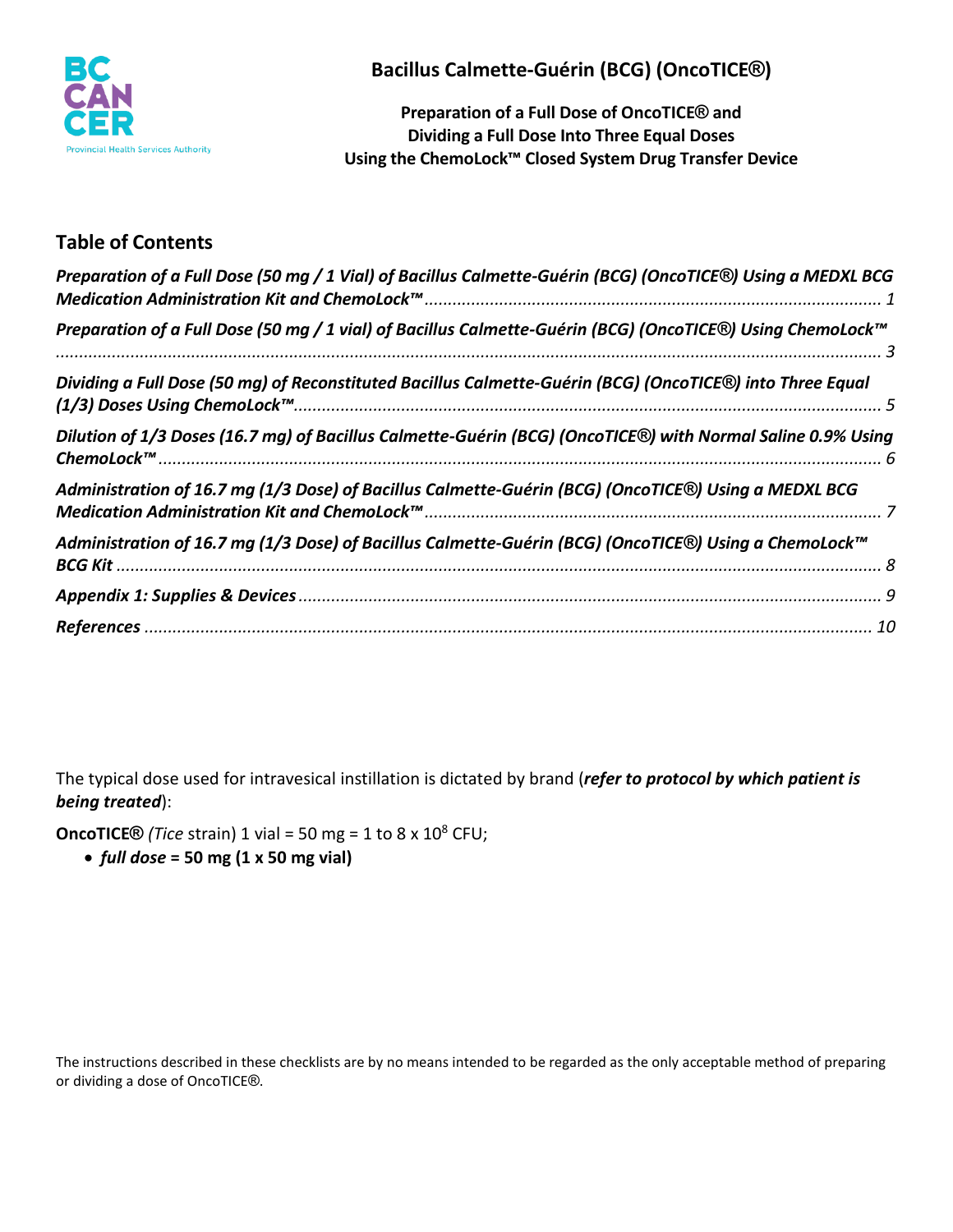BC CANCER
Provincial Health Services Authority

# Bacillus Calmette-Guérin (BCG) (OncoTICE®)

**Preparation of a Full Dose of OncoTICE® and Dividing a Full Dose Into Three Equal Doses Using the ChemoLock™ Closed System Drug Transfer Device**

## Table of Contents

*Preparation of a Full Dose (50 mg / 1 Vial) of Bacillus Calmette-Guérin (BCG) (OncoTICE®) Using a MEDXL BCG Medication Administration Kit and ChemoLock™* ..... 1

*Preparation of a Full Dose (50 mg / 1 vial) of Bacillus Calmette-Guérin (BCG) (OncoTICE®) Using ChemoLock™* ..... 3

*Dividing a Full Dose (50 mg) of Reconstituted Bacillus Calmette-Guérin (BCG) (OncoTICE®) into Three Equal (1/3) Doses Using ChemoLock™* ..... 5

*Dilution of 1/3 Doses (16.7 mg) of Bacillus Calmette-Guérin (BCG) (OncoTICE®) with Normal Saline 0.9% Using ChemoLock™* ..... 6

*Administration of 16.7 mg (1/3 Dose) of Bacillus Calmette-Guérin (BCG) (OncoTICE®) Using a MEDXL BCG Medication Administration Kit and ChemoLock™* ..... 7

*Administration of 16.7 mg (1/3 Dose) of Bacillus Calmette-Guérin (BCG) (OncoTICE®) Using a ChemoLock™ BCG Kit* ..... 8

*Appendix 1: Supplies & Devices* ..... 9

*References* ..... 10

The typical dose used for intravesical instillation is dictated by brand (***refer to protocol by which patient is being treated***):

**OncoTICE®** *(Tice* strain) 1 vial = 50 mg = 1 to 8 x $10^8$ CFU;

- ***full dose*** **= 50 mg (1 x 50 mg vial)**

The instructions described in these checklists are by no means intended to be regarded as the only acceptable method of preparing or dividing a dose of OncoTICE®.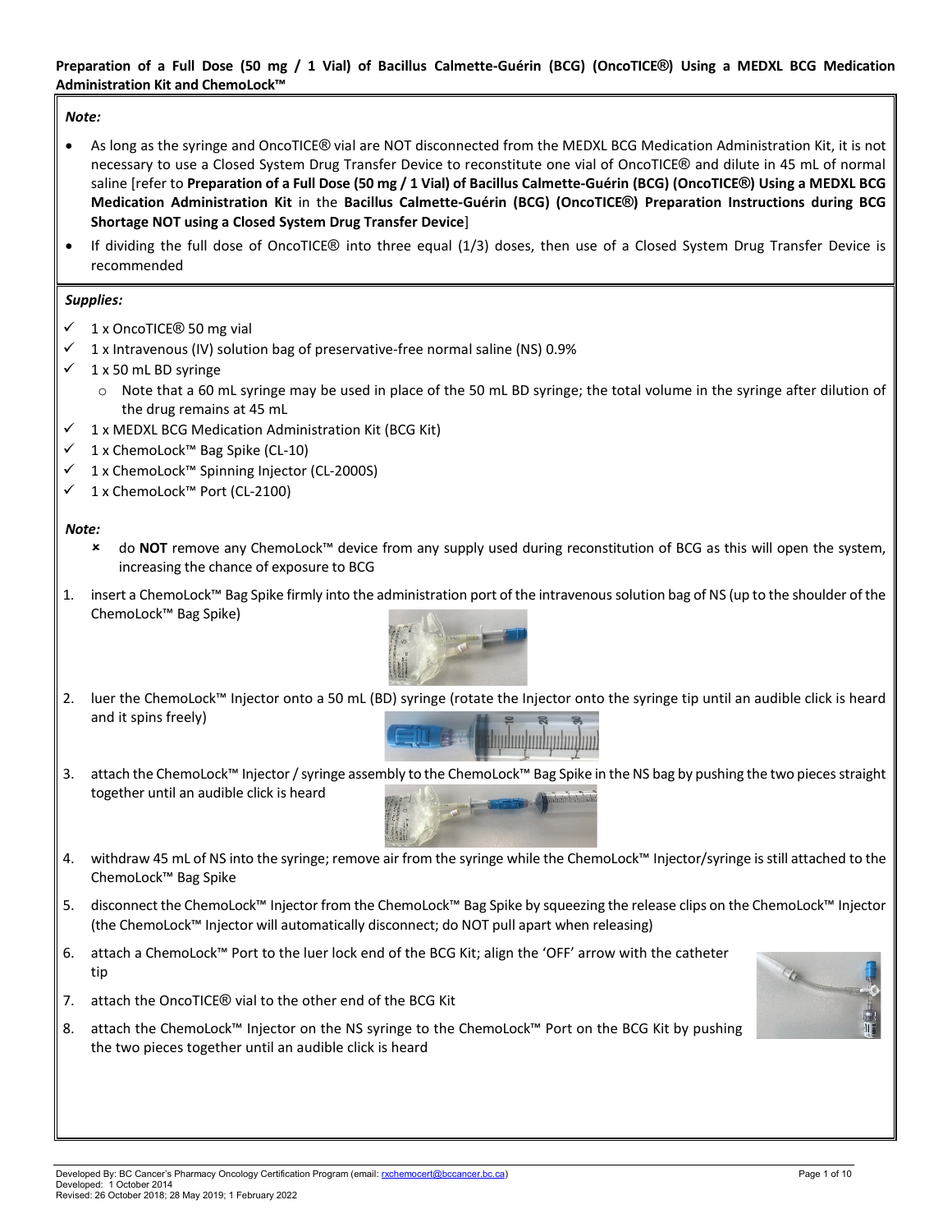**Preparation of a Full Dose (50 mg / 1 Vial) of Bacillus Calmette-Guérin (BCG) (OncoTICE®) Using a MEDXL BCG Medication Administration Kit and ChemoLock™**

*Note:*

- As long as the syringe and OncoTICE® vial are NOT disconnected from the MEDXL BCG Medication Administration Kit, it is not necessary to use a Closed System Drug Transfer Device to reconstitute one vial of OncoTICE® and dilute in 45 mL of normal saline [refer to **Preparation of a Full Dose (50 mg / 1 Vial) of Bacillus Calmette-Guérin (BCG) (OncoTICE®) Using a MEDXL BCG Medication Administration Kit** in the **Bacillus Calmette-Guérin (BCG) (OncoTICE®) Preparation Instructions during BCG Shortage NOT using a Closed System Drug Transfer Device**]
- If dividing the full dose of OncoTICE® into three equal (1/3) doses, then use of a Closed System Drug Transfer Device is recommended

*Supplies:*

- ✓ 1 x OncoTICE® 50 mg vial
- ✓ 1 x Intravenous (IV) solution bag of preservative-free normal saline (NS) 0.9%
- ✓ 1 x 50 mL BD syringe
  - Note that a 60 mL syringe may be used in place of the 50 mL BD syringe; the total volume in the syringe after dilution of the drug remains at 45 mL
- ✓ 1 x MEDXL BCG Medication Administration Kit (BCG Kit)
- ✓ 1 x ChemoLock™ Bag Spike (CL-10)
- ✓ 1 x ChemoLock™ Spinning Injector (CL-2000S)
- ✓ 1 x ChemoLock™ Port (CL-2100)

*Note:*

- ✗ do **NOT** remove any ChemoLock™ device from any supply used during reconstitution of BCG as this will open the system, increasing the chance of exposure to BCG

1. insert a ChemoLock™ Bag Spike firmly into the administration port of the intravenous solution bag of NS (up to the shoulder of the ChemoLock™ Bag Spike)
2. luer the ChemoLock™ Injector onto a 50 mL (BD) syringe (rotate the Injector onto the syringe tip until an audible click is heard and it spins freely)
3. attach the ChemoLock™ Injector / syringe assembly to the ChemoLock™ Bag Spike in the NS bag by pushing the two pieces straight together until an audible click is heard
4. withdraw 45 mL of NS into the syringe; remove air from the syringe while the ChemoLock™ Injector/syringe is still attached to the ChemoLock™ Bag Spike
5. disconnect the ChemoLock™ Injector from the ChemoLock™ Bag Spike by squeezing the release clips on the ChemoLock™ Injector (the ChemoLock™ Injector will automatically disconnect; do NOT pull apart when releasing)
6. attach a ChemoLock™ Port to the luer lock end of the BCG Kit; align the 'OFF' arrow with the catheter tip
7. attach the OncoTICE® vial to the other end of the BCG Kit
8. attach the ChemoLock™ Injector on the NS syringe to the ChemoLock™ Port on the BCG Kit by pushing the two pieces together until an audible click is heard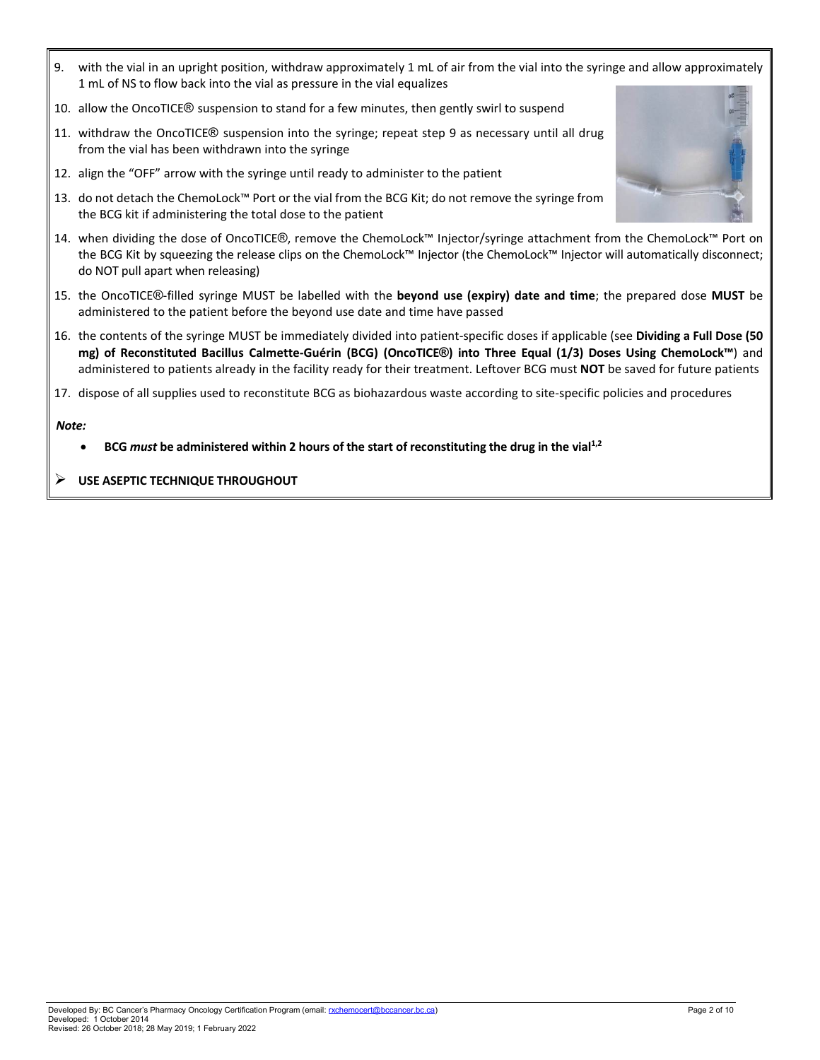9. with the vial in an upright position, withdraw approximately 1 mL of air from the vial into the syringe and allow approximately 1 mL of NS to flow back into the vial as pressure in the vial equalizes
10. allow the OncoTICE® suspension to stand for a few minutes, then gently swirl to suspend
11. withdraw the OncoTICE® suspension into the syringe; repeat step 9 as necessary until all drug from the vial has been withdrawn into the syringe
12. align the "OFF" arrow with the syringe until ready to administer to the patient
13. do not detach the ChemoLock™ Port or the vial from the BCG Kit; do not remove the syringe from the BCG kit if administering the total dose to the patient
14. when dividing the dose of OncoTICE®, remove the ChemoLock™ Injector/syringe attachment from the ChemoLock™ Port on the BCG Kit by squeezing the release clips on the ChemoLock™ Injector (the ChemoLock™ Injector will automatically disconnect; do NOT pull apart when releasing)
15. the OncoTICE®-filled syringe MUST be labelled with the **beyond use (expiry) date and time**; the prepared dose **MUST** be administered to the patient before the beyond use date and time have passed
16. the contents of the syringe MUST be immediately divided into patient-specific doses if applicable (see **Dividing a Full Dose (50 mg) of Reconstituted Bacillus Calmette-Guérin (BCG) (OncoTICE®) into Three Equal (1/3) Doses Using ChemoLock™**) and administered to patients already in the facility ready for their treatment. Leftover BCG must **NOT** be saved for future patients
17. dispose of all supplies used to reconstitute BCG as biohazardous waste according to site-specific policies and procedures

***Note:***

- **BCG *must* be administered within 2 hours of the start of reconstituting the drug in the vial[1,2]**

➢ **USE ASEPTIC TECHNIQUE THROUGHOUT**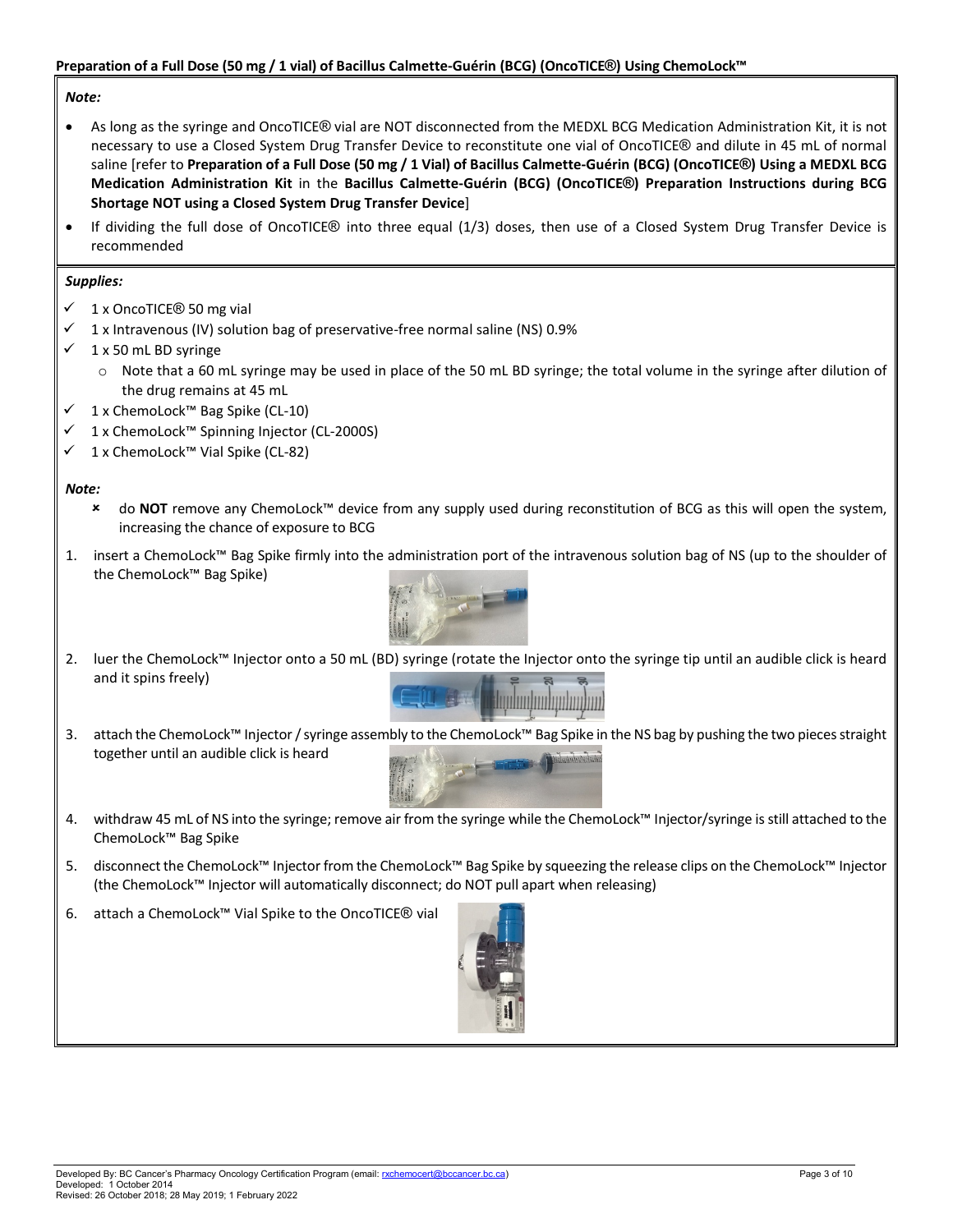## Preparation of a Full Dose (50 mg / 1 vial) of Bacillus Calmette-Guérin (BCG) (OncoTICE®) Using ChemoLock™

***Note:***

- As long as the syringe and OncoTICE® vial are NOT disconnected from the MEDXL BCG Medication Administration Kit, it is not necessary to use a Closed System Drug Transfer Device to reconstitute one vial of OncoTICE® and dilute in 45 mL of normal saline [refer to **Preparation of a Full Dose (50 mg / 1 Vial) of Bacillus Calmette-Guérin (BCG) (OncoTICE®) Using a MEDXL BCG Medication Administration Kit** in the **Bacillus Calmette-Guérin (BCG) (OncoTICE®) Preparation Instructions during BCG Shortage NOT using a Closed System Drug Transfer Device**]
- If dividing the full dose of OncoTICE® into three equal (1/3) doses, then use of a Closed System Drug Transfer Device is recommended

***Supplies:***

- ✓ 1 x OncoTICE® 50 mg vial
- ✓ 1 x Intravenous (IV) solution bag of preservative-free normal saline (NS) 0.9%
- ✓ 1 x 50 mL BD syringe
  - Note that a 60 mL syringe may be used in place of the 50 mL BD syringe; the total volume in the syringe after dilution of the drug remains at 45 mL
- ✓ 1 x ChemoLock™ Bag Spike (CL-10)
- ✓ 1 x ChemoLock™ Spinning Injector (CL-2000S)
- ✓ 1 x ChemoLock™ Vial Spike (CL-82)

***Note:***

- × do **NOT** remove any ChemoLock™ device from any supply used during reconstitution of BCG as this will open the system, increasing the chance of exposure to BCG

1. insert a ChemoLock™ Bag Spike firmly into the administration port of the intravenous solution bag of NS (up to the shoulder of the ChemoLock™ Bag Spike)
2. luer the ChemoLock™ Injector onto a 50 mL (BD) syringe (rotate the Injector onto the syringe tip until an audible click is heard and it spins freely)
3. attach the ChemoLock™ Injector / syringe assembly to the ChemoLock™ Bag Spike in the NS bag by pushing the two pieces straight together until an audible click is heard
4. withdraw 45 mL of NS into the syringe; remove air from the syringe while the ChemoLock™ Injector/syringe is still attached to the ChemoLock™ Bag Spike
5. disconnect the ChemoLock™ Injector from the ChemoLock™ Bag Spike by squeezing the release clips on the ChemoLock™ Injector (the ChemoLock™ Injector will automatically disconnect; do NOT pull apart when releasing)
6. attach a ChemoLock™ Vial Spike to the OncoTICE® vial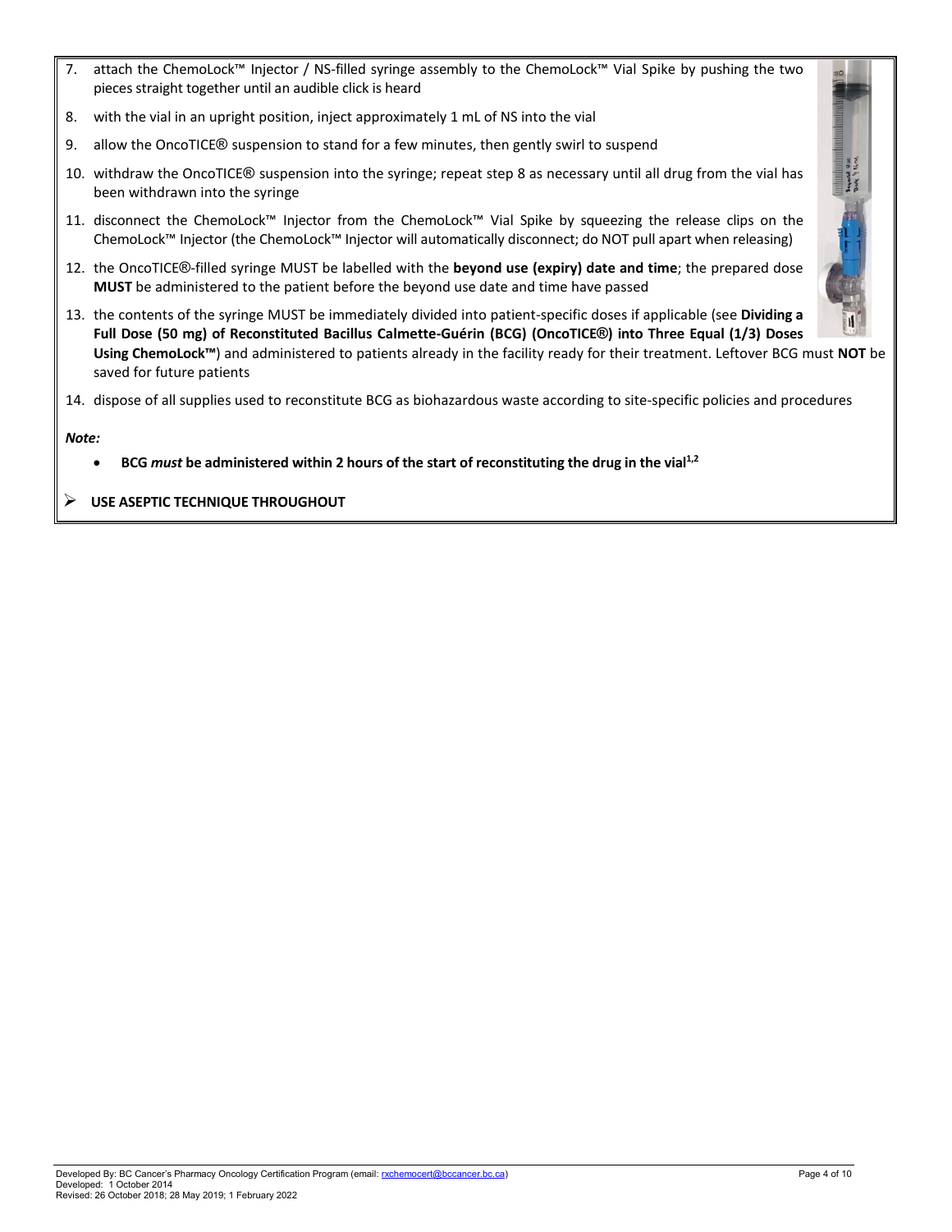7. attach the ChemoLock™ Injector / NS-filled syringe assembly to the ChemoLock™ Vial Spike by pushing the two pieces straight together until an audible click is heard
8. with the vial in an upright position, inject approximately 1 mL of NS into the vial
9. allow the OncoTICE® suspension to stand for a few minutes, then gently swirl to suspend
10. withdraw the OncoTICE® suspension into the syringe; repeat step 8 as necessary until all drug from the vial has been withdrawn into the syringe
11. disconnect the ChemoLock™ Injector from the ChemoLock™ Vial Spike by squeezing the release clips on the ChemoLock™ Injector (the ChemoLock™ Injector will automatically disconnect; do NOT pull apart when releasing)
12. the OncoTICE®-filled syringe MUST be labelled with the **beyond use (expiry) date and time**; the prepared dose **MUST** be administered to the patient before the beyond use date and time have passed
13. the contents of the syringe MUST be immediately divided into patient-specific doses if applicable (see **Dividing a Full Dose (50 mg) of Reconstituted Bacillus Calmette-Guérin (BCG) (OncoTICE®) into Three Equal (1/3) Doses Using ChemoLock™**) and administered to patients already in the facility ready for their treatment. Leftover BCG must **NOT** be saved for future patients
14. dispose of all supplies used to reconstitute BCG as biohazardous waste according to site-specific policies and procedures

***Note:***

- **BCG *must* be administered within 2 hours of the start of reconstituting the drug in the vial[1,2]**

➢ **USE ASEPTIC TECHNIQUE THROUGHOUT**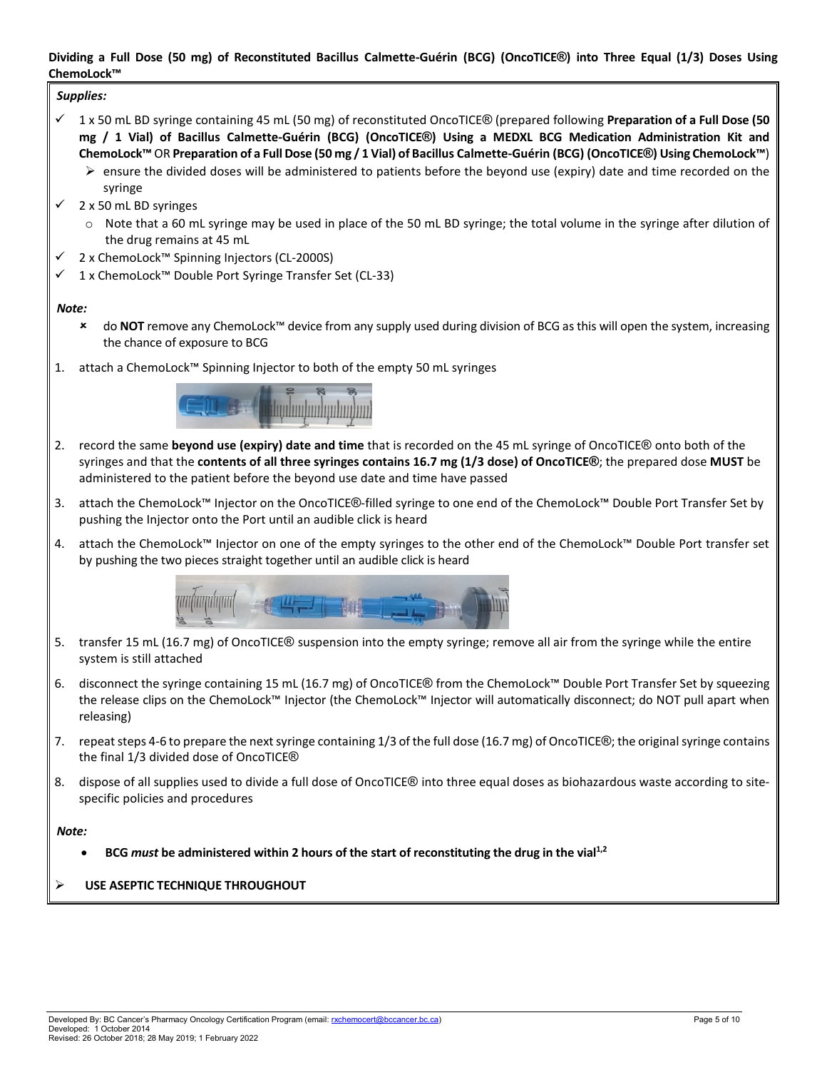**Dividing a Full Dose (50 mg) of Reconstituted Bacillus Calmette-Guérin (BCG) (OncoTICE®) into Three Equal (1/3) Doses Using ChemoLock™**

***Supplies:***

- ✓ 1 x 50 mL BD syringe containing 45 mL (50 mg) of reconstituted OncoTICE® (prepared following **Preparation of a Full Dose (50 mg / 1 Vial) of Bacillus Calmette-Guérin (BCG) (OncoTICE®) Using a MEDXL BCG Medication Administration Kit and ChemoLock™** OR **Preparation of a Full Dose (50 mg / 1 Vial) of Bacillus Calmette-Guérin (BCG) (OncoTICE®) Using ChemoLock™**)
  - ➢ ensure the divided doses will be administered to patients before the beyond use (expiry) date and time recorded on the syringe
- ✓ 2 x 50 mL BD syringes
  - ○ Note that a 60 mL syringe may be used in place of the 50 mL BD syringe; the total volume in the syringe after dilution of the drug remains at 45 mL
- ✓ 2 x ChemoLock™ Spinning Injectors (CL-2000S)
- ✓ 1 x ChemoLock™ Double Port Syringe Transfer Set (CL-33)

***Note:***

- ✗ do **NOT** remove any ChemoLock™ device from any supply used during division of BCG as this will open the system, increasing the chance of exposure to BCG

1. attach a ChemoLock™ Spinning Injector to both of the empty 50 mL syringes
2. record the same **beyond use (expiry) date and time** that is recorded on the 45 mL syringe of OncoTICE® onto both of the syringes and that the **contents of all three syringes contains 16.7 mg (1/3 dose) of OncoTICE®**; the prepared dose **MUST** be administered to the patient before the beyond use date and time have passed
3. attach the ChemoLock™ Injector on the OncoTICE®-filled syringe to one end of the ChemoLock™ Double Port Transfer Set by pushing the Injector onto the Port until an audible click is heard
4. attach the ChemoLock™ Injector on one of the empty syringes to the other end of the ChemoLock™ Double Port transfer set by pushing the two pieces straight together until an audible click is heard
5. transfer 15 mL (16.7 mg) of OncoTICE® suspension into the empty syringe; remove all air from the syringe while the entire system is still attached
6. disconnect the syringe containing 15 mL (16.7 mg) of OncoTICE® from the ChemoLock™ Double Port Transfer Set by squeezing the release clips on the ChemoLock™ Injector (the ChemoLock™ Injector will automatically disconnect; do NOT pull apart when releasing)
7. repeat steps 4-6 to prepare the next syringe containing 1/3 of the full dose (16.7 mg) of OncoTICE®; the original syringe contains the final 1/3 divided dose of OncoTICE®
8. dispose of all supplies used to divide a full dose of OncoTICE® into three equal doses as biohazardous waste according to site-specific policies and procedures

***Note:***

- **BCG *must* be administered within 2 hours of the start of reconstituting the drug in the vial**[1,2]

➢ **USE ASEPTIC TECHNIQUE THROUGHOUT**

Developed By: BC Cancer's Pharmacy Oncology Certification Program (email: rxchemocert@bccancer.bc.ca)
Developed: 1 October 2014
Revised: 26 October 2018; 28 May 2019; 1 February 2022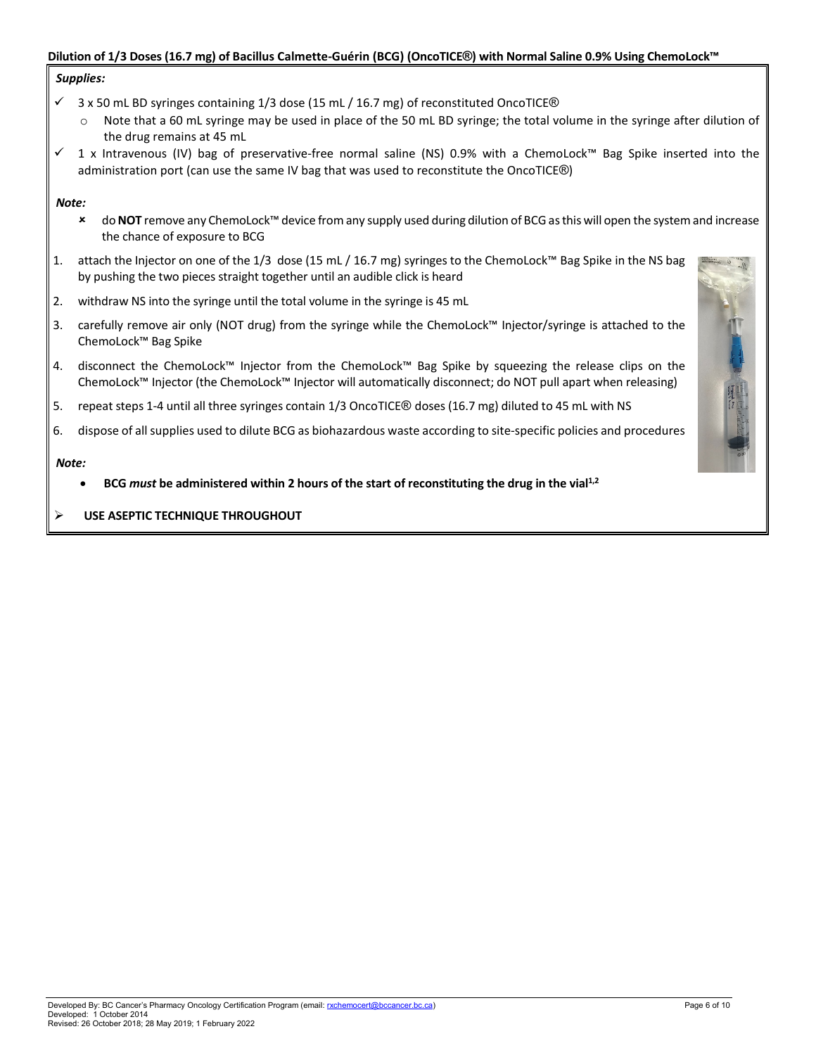**Dilution of 1/3 Doses (16.7 mg) of Bacillus Calmette-Guérin (BCG) (OncoTICE®) with Normal Saline 0.9% Using ChemoLock™**

***Supplies:***

- ✓ 3 x 50 mL BD syringes containing 1/3 dose (15 mL / 16.7 mg) of reconstituted OncoTICE®
  - Note that a 60 mL syringe may be used in place of the 50 mL BD syringe; the total volume in the syringe after dilution of the drug remains at 45 mL
- ✓ 1 x Intravenous (IV) bag of preservative-free normal saline (NS) 0.9% with a ChemoLock™ Bag Spike inserted into the administration port (can use the same IV bag that was used to reconstitute the OncoTICE®)

***Note:***

- ✗ do **NOT** remove any ChemoLock™ device from any supply used during dilution of BCG as this will open the system and increase the chance of exposure to BCG

1. attach the Injector on one of the 1/3 dose (15 mL / 16.7 mg) syringes to the ChemoLock™ Bag Spike in the NS bag by pushing the two pieces straight together until an audible click is heard
2. withdraw NS into the syringe until the total volume in the syringe is 45 mL
3. carefully remove air only (NOT drug) from the syringe while the ChemoLock™ Injector/syringe is attached to the ChemoLock™ Bag Spike
4. disconnect the ChemoLock™ Injector from the ChemoLock™ Bag Spike by squeezing the release clips on the ChemoLock™ Injector (the ChemoLock™ Injector will automatically disconnect; do NOT pull apart when releasing)
5. repeat steps 1-4 until all three syringes contain 1/3 OncoTICE® doses (16.7 mg) diluted to 45 mL with NS
6. dispose of all supplies used to dilute BCG as biohazardous waste according to site-specific policies and procedures

***Note:***

- **BCG *must* be administered within 2 hours of the start of reconstituting the drug in the vial[1,2]**

➢ **USE ASEPTIC TECHNIQUE THROUGHOUT**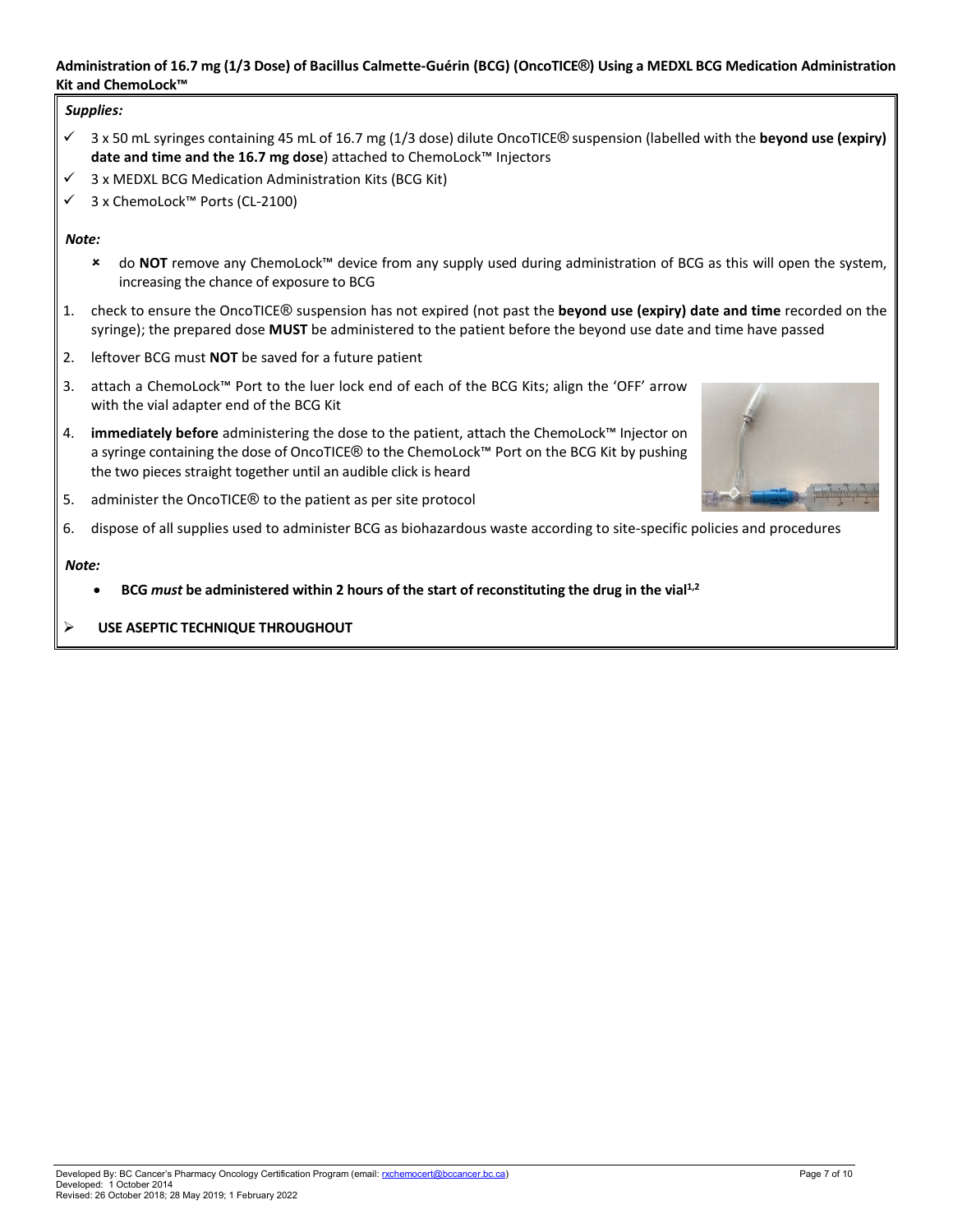**Administration of 16.7 mg (1/3 Dose) of Bacillus Calmette-Guérin (BCG) (OncoTICE®) Using a MEDXL BCG Medication Administration Kit and ChemoLock™**

***Supplies:***

- ✓ 3 x 50 mL syringes containing 45 mL of 16.7 mg (1/3 dose) dilute OncoTICE® suspension (labelled with the **beyond use (expiry) date and time and the 16.7 mg dose**) attached to ChemoLock™ Injectors
- ✓ 3 x MEDXL BCG Medication Administration Kits (BCG Kit)
- ✓ 3 x ChemoLock™ Ports (CL-2100)

***Note:***

- × do **NOT** remove any ChemoLock™ device from any supply used during administration of BCG as this will open the system, increasing the chance of exposure to BCG

1. check to ensure the OncoTICE® suspension has not expired (not past the **beyond use (expiry) date and time** recorded on the syringe); the prepared dose **MUST** be administered to the patient before the beyond use date and time have passed
2. leftover BCG must **NOT** be saved for a future patient
3. attach a ChemoLock™ Port to the luer lock end of each of the BCG Kits; align the 'OFF' arrow with the vial adapter end of the BCG Kit
4. **immediately before** administering the dose to the patient, attach the ChemoLock™ Injector on a syringe containing the dose of OncoTICE® to the ChemoLock™ Port on the BCG Kit by pushing the two pieces straight together until an audible click is heard
5. administer the OncoTICE® to the patient as per site protocol
6. dispose of all supplies used to administer BCG as biohazardous waste according to site-specific policies and procedures

***Note:***

- **BCG *must* be administered within 2 hours of the start of reconstituting the drug in the vial[1,2]**

➢ **USE ASEPTIC TECHNIQUE THROUGHOUT**

Developed By: BC Cancer's Pharmacy Oncology Certification Program (email: rxchemocert@bccancer.bc.ca)
Developed: 1 October 2014
Revised: 26 October 2018; 28 May 2019; 1 February 2022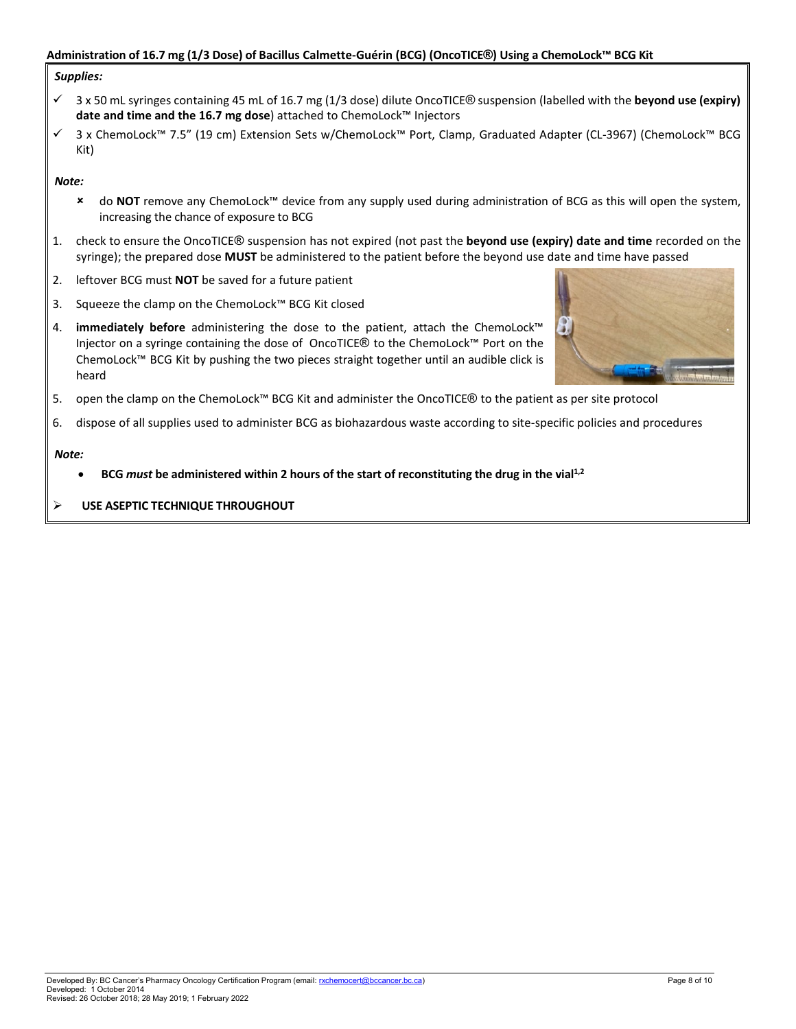**Administration of 16.7 mg (1/3 Dose) of Bacillus Calmette-Guérin (BCG) (OncoTICE®) Using a ChemoLock™ BCG Kit**

***Supplies:***

- ✓ 3 x 50 mL syringes containing 45 mL of 16.7 mg (1/3 dose) dilute OncoTICE® suspension (labelled with the **beyond use (expiry) date and time and the 16.7 mg dose**) attached to ChemoLock™ Injectors
- ✓ 3 x ChemoLock™ 7.5" (19 cm) Extension Sets w/ChemoLock™ Port, Clamp, Graduated Adapter (CL-3967) (ChemoLock™ BCG Kit)

***Note:***

- ✗ do **NOT** remove any ChemoLock™ device from any supply used during administration of BCG as this will open the system, increasing the chance of exposure to BCG

1. check to ensure the OncoTICE® suspension has not expired (not past the **beyond use (expiry) date and time** recorded on the syringe); the prepared dose **MUST** be administered to the patient before the beyond use date and time have passed
2. leftover BCG must **NOT** be saved for a future patient
3. Squeeze the clamp on the ChemoLock™ BCG Kit closed
4. **immediately before** administering the dose to the patient, attach the ChemoLock™ Injector on a syringe containing the dose of OncoTICE® to the ChemoLock™ Port on the ChemoLock™ BCG Kit by pushing the two pieces straight together until an audible click is heard
5. open the clamp on the ChemoLock™ BCG Kit and administer the OncoTICE® to the patient as per site protocol
6. dispose of all supplies used to administer BCG as biohazardous waste according to site-specific policies and procedures

***Note:***

- **BCG *must* be administered within 2 hours of the start of reconstituting the drug in the vial[1,2]**

➢ **USE ASEPTIC TECHNIQUE THROUGHOUT**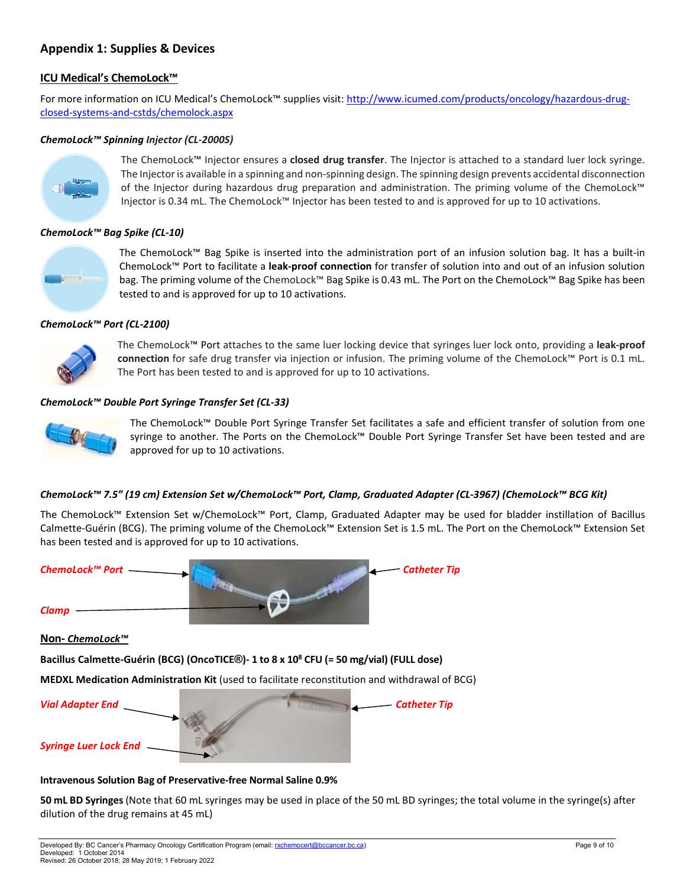## Appendix 1: Supplies & Devices

### ICU Medical's ChemoLock™

For more information on ICU Medical's ChemoLock™ supplies visit: [http://www.icumed.com/products/oncology/hazardous-drug-closed-systems-and-cstds/chemolock.aspx](http://www.icumed.com/products/oncology/hazardous-drug-closed-systems-and-cstds/chemolock.aspx)

***ChemoLock™ Spinning Injector (CL-2000S)***

The ChemoLock™ Injector ensures a **closed drug transfer**. The Injector is attached to a standard luer lock syringe. The Injector is available in a spinning and non-spinning design. The spinning design prevents accidental disconnection of the Injector during hazardous drug preparation and administration. The priming volume of the ChemoLock™ Injector is 0.34 mL. The ChemoLock™ Injector has been tested to and is approved for up to 10 activations.

***ChemoLock™ Bag Spike (CL-10)***

The ChemoLock™ Bag Spike is inserted into the administration port of an infusion solution bag. It has a built-in ChemoLock™ Port to facilitate a **leak-proof connection** for transfer of solution into and out of an infusion solution bag. The priming volume of the ChemoLock™ Bag Spike is 0.43 mL. The Port on the ChemoLock™ Bag Spike has been tested to and is approved for up to 10 activations.

***ChemoLock™ Port (CL-2100)***

The ChemoLock™ Port attaches to the same luer locking device that syringes luer lock onto, providing a **leak-proof connection** for safe drug transfer via injection or infusion. The priming volume of the ChemoLock™ Port is 0.1 mL. The Port has been tested to and is approved for up to 10 activations.

***ChemoLock™ Double Port Syringe Transfer Set (CL-33)***

The ChemoLock™ Double Port Syringe Transfer Set facilitates a safe and efficient transfer of solution from one syringe to another. The Ports on the ChemoLock™ Double Port Syringe Transfer Set have been tested and are approved for up to 10 activations.

***ChemoLock™ 7.5" (19 cm) Extension Set w/ChemoLock™ Port, Clamp, Graduated Adapter (CL-3967) (ChemoLock™ BCG Kit)***

The ChemoLock™ Extension Set w/ChemoLock™ Port, Clamp, Graduated Adapter may be used for bladder instillation of Bacillus Calmette-Guérin (BCG). The priming volume of the ChemoLock™ Extension Set is 1.5 mL. The Port on the ChemoLock™ Extension Set has been tested and is approved for up to 10 activations.

ChemoLock™ Port — Catheter Tip — Clamp

### Non- *ChemoLock™*

**Bacillus Calmette-Guérin (BCG) (OncoTICE®)- 1 to 8 x $10^8$ CFU (= 50 mg/vial) (FULL dose)**

**MEDXL Medication Administration Kit** (used to facilitate reconstitution and withdrawal of BCG)

Vial Adapter End — Catheter Tip — Syringe Luer Lock End

**Intravenous Solution Bag of Preservative-free Normal Saline 0.9%**

**50 mL BD Syringes** (Note that 60 mL syringes may be used in place of the 50 mL BD syringes; the total volume in the syringe(s) after dilution of the drug remains at 45 mL)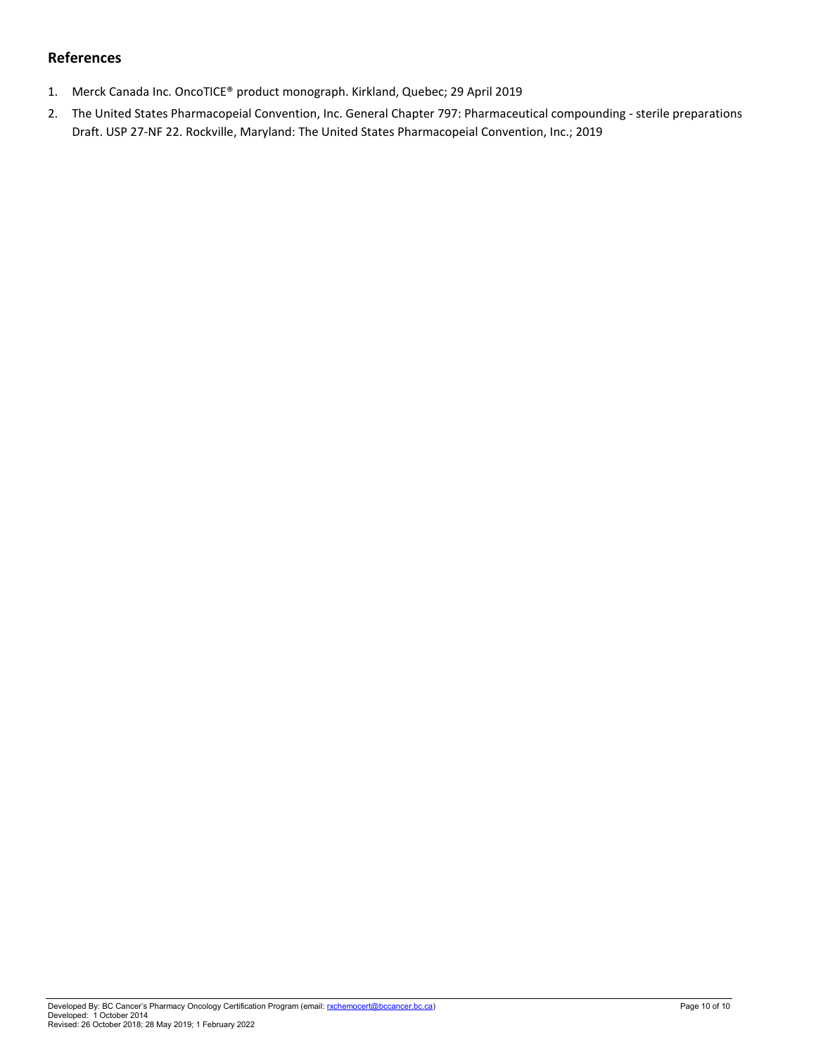## References

1. Merck Canada Inc. OncoTICE® product monograph. Kirkland, Quebec; 29 April 2019
2. The United States Pharmacopeial Convention, Inc. General Chapter 797: Pharmaceutical compounding - sterile preparations Draft. USP 27-NF 22. Rockville, Maryland: The United States Pharmacopeial Convention, Inc.; 2019